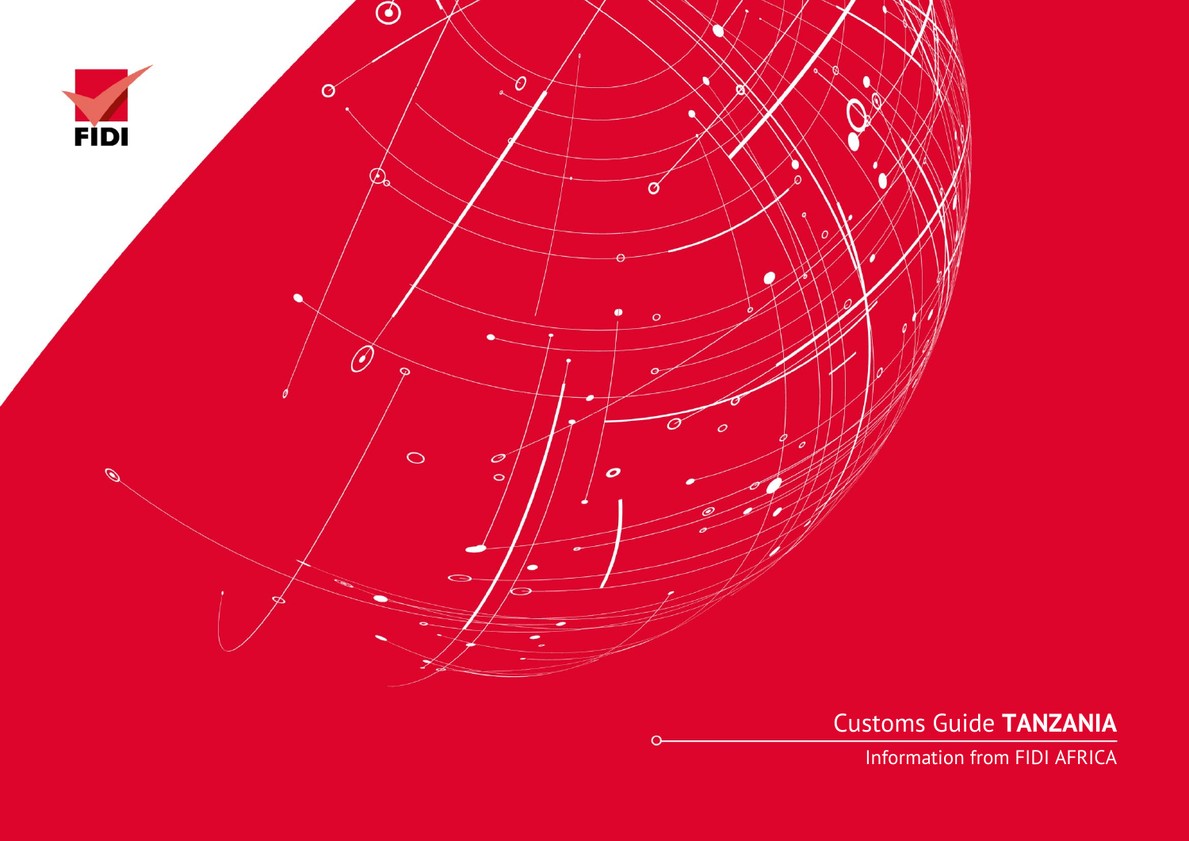FIDI

# Customs Guide **TANZANIA**

Information from FIDI AFRICA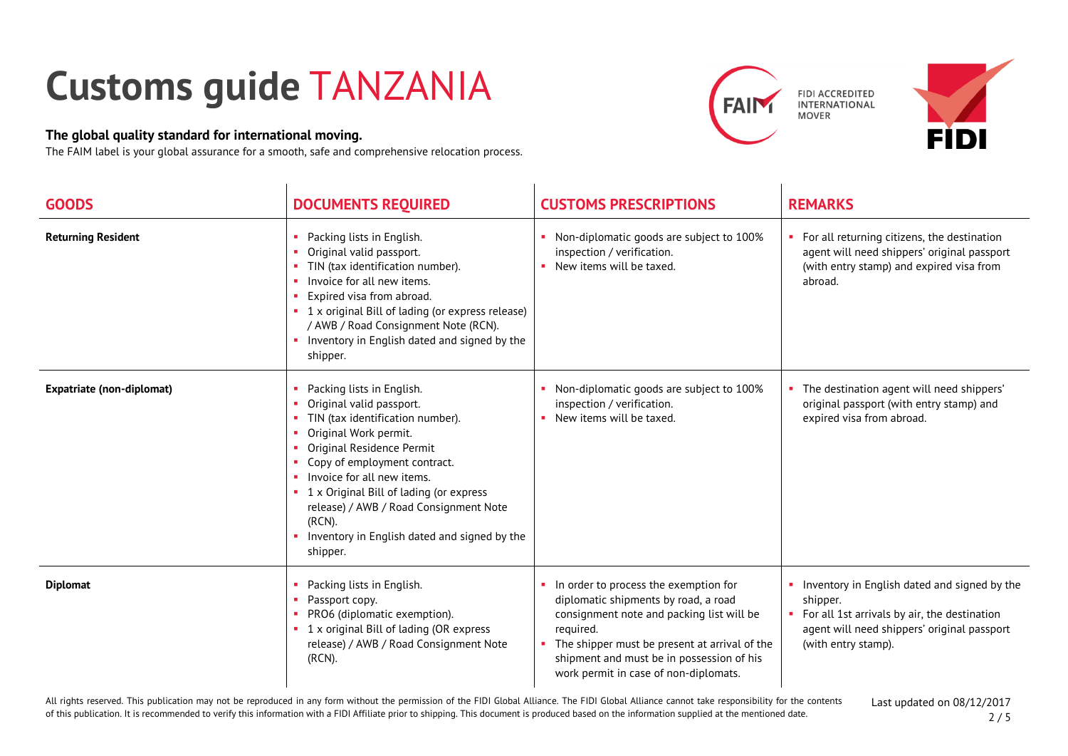# Customs guide TANZANIA

**The global quality standard for international moving.**

The FAIM label is your global assurance for a smooth, safe and comprehensive relocation process.

FIDI ACCREDITED INTERNATIONAL MOVER

| GOODS | DOCUMENTS REQUIRED | CUSTOMS PRESCRIPTIONS | REMARKS |
|---|---|---|---|
| **Returning Resident** | ▪ Packing lists in English.<br>▪ Original valid passport.<br>▪ TIN (tax identification number).<br>▪ Invoice for all new items.<br>▪ Expired visa from abroad.<br>▪ 1 x original Bill of lading (or express release) / AWB / Road Consignment Note (RCN).<br>▪ Inventory in English dated and signed by the shipper. | ▪ Non-diplomatic goods are subject to 100% inspection / verification.<br>▪ New items will be taxed. | ▪ For all returning citizens, the destination agent will need shippers' original passport (with entry stamp) and expired visa from abroad. |
| **Expatriate (non-diplomat)** | ▪ Packing lists in English.<br>▪ Original valid passport.<br>▪ TIN (tax identification number).<br>▪ Original Work permit.<br>▪ Original Residence Permit<br>▪ Copy of employment contract.<br>▪ Invoice for all new items.<br>▪ 1 x Original Bill of lading (or express release) / AWB / Road Consignment Note (RCN).<br>▪ Inventory in English dated and signed by the shipper. | ▪ Non-diplomatic goods are subject to 100% inspection / verification.<br>▪ New items will be taxed. | ▪ The destination agent will need shippers' original passport (with entry stamp) and expired visa from abroad. |
| **Diplomat** | ▪ Packing lists in English.<br>▪ Passport copy.<br>▪ PRO6 (diplomatic exemption).<br>▪ 1 x original Bill of lading (OR express release) / AWB / Road Consignment Note (RCN). | ▪ In order to process the exemption for diplomatic shipments by road, a road consignment note and packing list will be required.<br>▪ The shipper must be present at arrival of the shipment and must be in possession of his work permit in case of non-diplomats. | ▪ Inventory in English dated and signed by the shipper.<br>▪ For all 1st arrivals by air, the destination agent will need shippers' original passport (with entry stamp). |

All rights reserved. This publication may not be reproduced in any form without the permission of the FIDI Global Alliance. The FIDI Global Alliance cannot take responsibility for the contents of this publication. It is recommended to verify this information with a FIDI Affiliate prior to shipping. This document is produced based on the information supplied at the mentioned date.

Last updated on 08/12/2017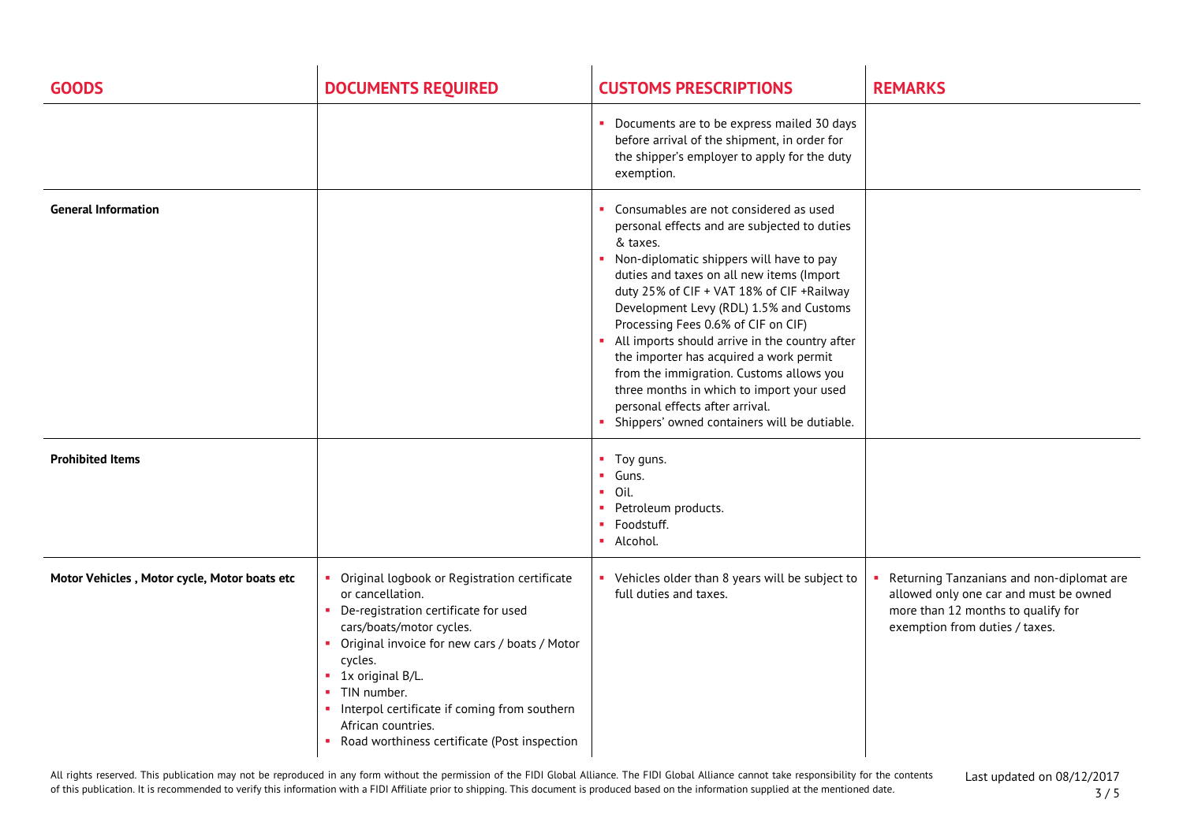| GOODS | DOCUMENTS REQUIRED | CUSTOMS PRESCRIPTIONS | REMARKS |
|---|---|---|---|
| | | • Documents are to be express mailed 30 days before arrival of the shipment, in order for the shipper's employer to apply for the duty exemption. | |
| **General Information** | | • Consumables are not considered as used personal effects and are subjected to duties & taxes.<br>• Non-diplomatic shippers will have to pay duties and taxes on all new items (Import duty 25% of CIF + VAT 18% of CIF +Railway Development Levy (RDL) 1.5% and Customs Processing Fees 0.6% of CIF on CIF)<br>• All imports should arrive in the country after the importer has acquired a work permit from the immigration. Customs allows you three months in which to import your used personal effects after arrival.<br>• Shippers' owned containers will be dutiable. | |
| **Prohibited Items** | | • Toy guns.<br>• Guns.<br>• Oil.<br>• Petroleum products.<br>• Foodstuff.<br>• Alcohol. | |
| **Motor Vehicles , Motor cycle, Motor boats etc** | • Original logbook or Registration certificate or cancellation.<br>• De-registration certificate for used cars/boats/motor cycles.<br>• Original invoice for new cars / boats / Motor cycles.<br>• 1x original B/L.<br>• TIN number.<br>• Interpol certificate if coming from southern African countries.<br>• Road worthiness certificate (Post inspection | • Vehicles older than 8 years will be subject to full duties and taxes. | • Returning Tanzanians and non-diplomat are allowed only one car and must be owned more than 12 months to qualify for exemption from duties / taxes. |

All rights reserved. This publication may not be reproduced in any form without the permission of the FIDI Global Alliance. The FIDI Global Alliance cannot take responsibility for the contents of this publication. It is recommended to verify this information with a FIDI Affiliate prior to shipping. This document is produced based on the information supplied at the mentioned date.

Last updated on 08/12/2017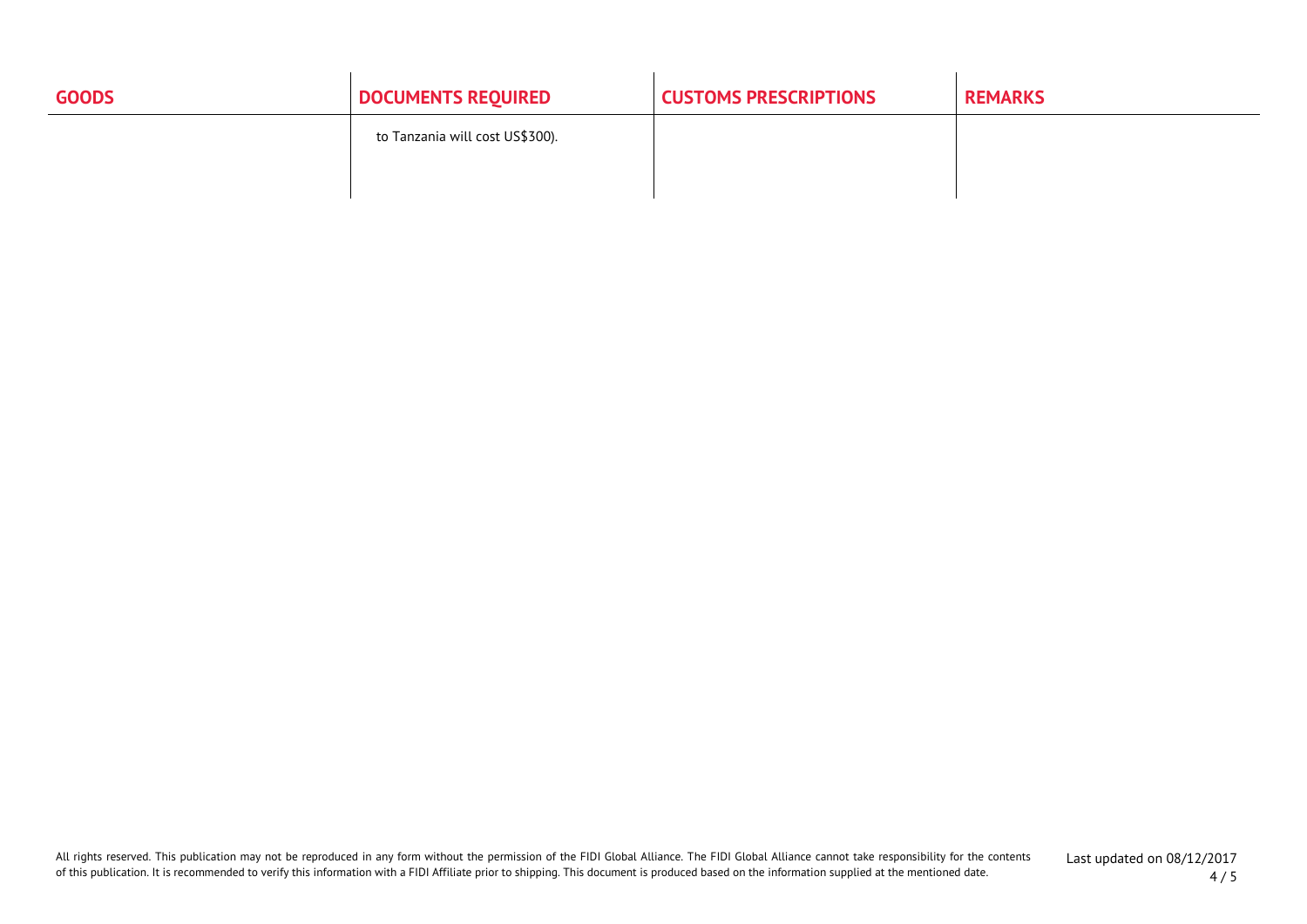| GOODS | DOCUMENTS REQUIRED | CUSTOMS PRESCRIPTIONS | REMARKS |
| --- | --- | --- | --- |
| | to Tanzania will cost US$300). | | |

All rights reserved. This publication may not be reproduced in any form without the permission of the FIDI Global Alliance. The FIDI Global Alliance cannot take responsibility for the contents of this publication. It is recommended to verify this information with a FIDI Affiliate prior to shipping. This document is produced based on the information supplied at the mentioned date.

Last updated on 08/12/2017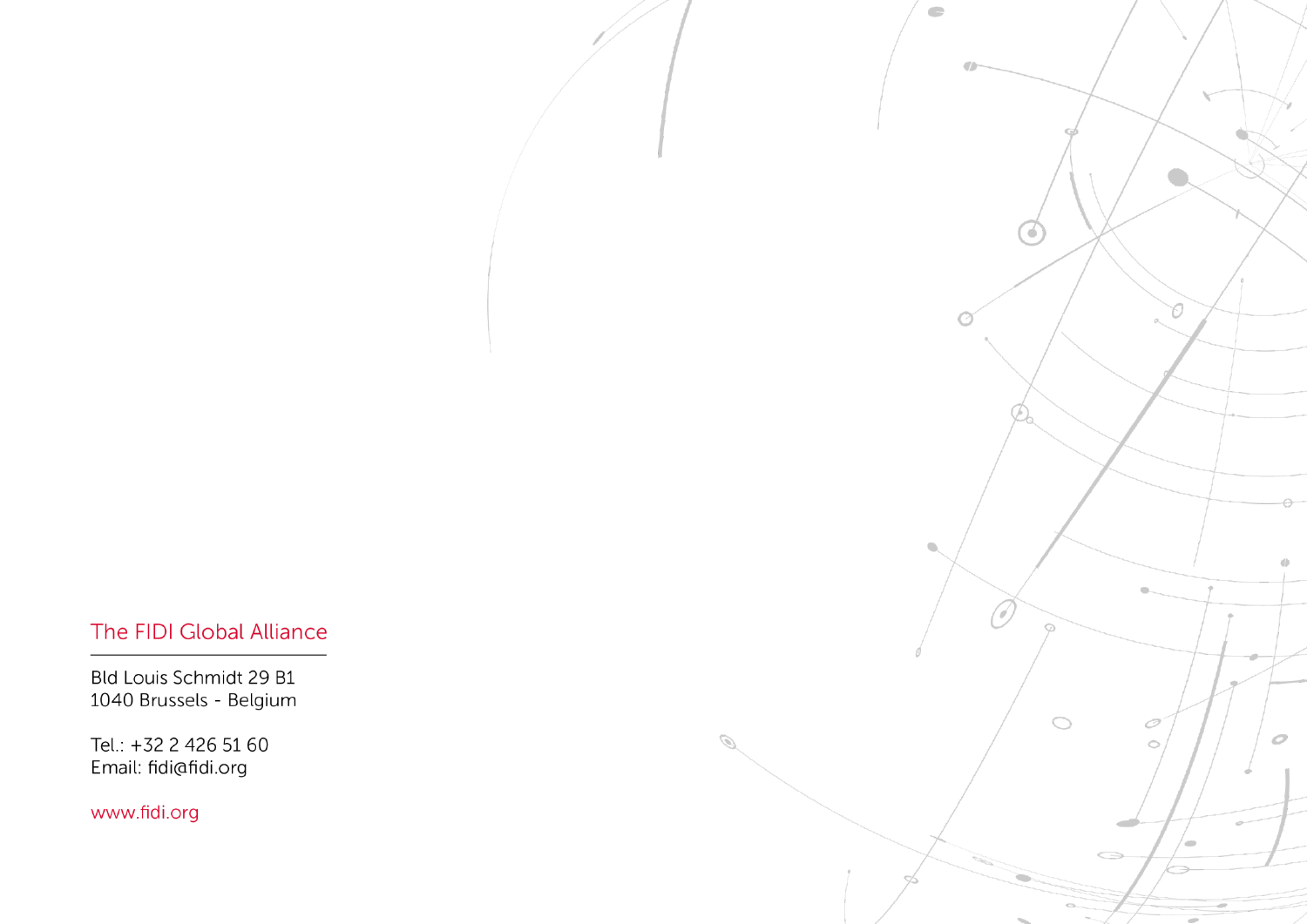The FIDI Global Alliance

Bld Louis Schmidt 29 B1
1040 Brussels - Belgium

Tel.: +32 2 426 51 60
Email: fidi@fidi.org

www.fidi.org